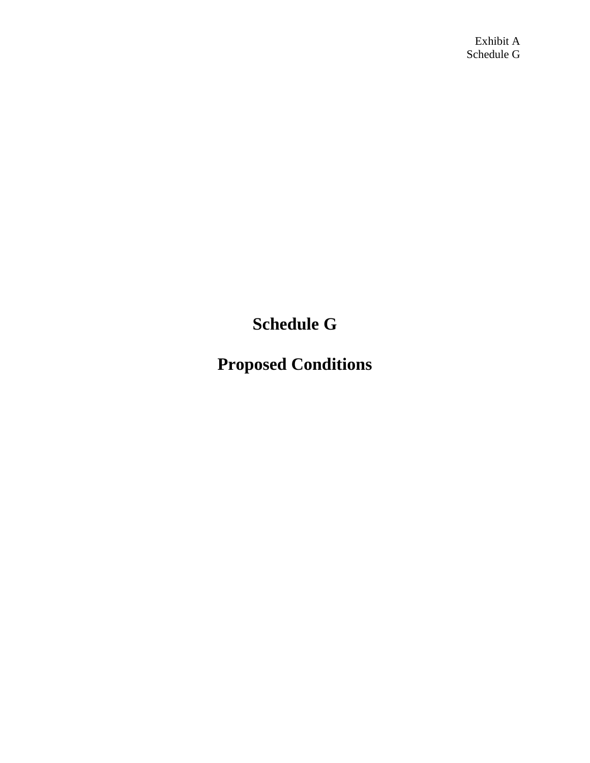Exhibit A
Schedule G

# Schedule G

# Proposed Conditions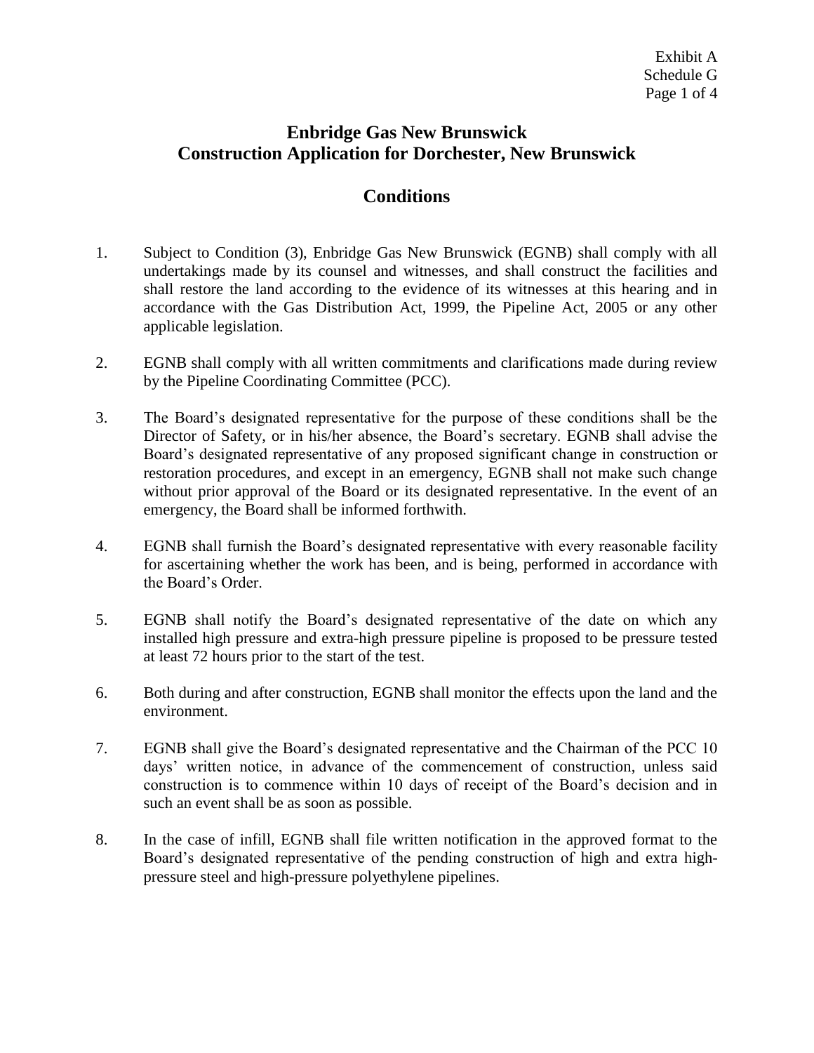# Enbridge Gas New Brunswick
# Construction Application for Dorchester, New Brunswick

## Conditions

1. Subject to Condition (3), Enbridge Gas New Brunswick (EGNB) shall comply with all undertakings made by its counsel and witnesses, and shall construct the facilities and shall restore the land according to the evidence of its witnesses at this hearing and in accordance with the Gas Distribution Act, 1999, the Pipeline Act, 2005 or any other applicable legislation.

2. EGNB shall comply with all written commitments and clarifications made during review by the Pipeline Coordinating Committee (PCC).

3. The Board's designated representative for the purpose of these conditions shall be the Director of Safety, or in his/her absence, the Board's secretary. EGNB shall advise the Board's designated representative of any proposed significant change in construction or restoration procedures, and except in an emergency, EGNB shall not make such change without prior approval of the Board or its designated representative. In the event of an emergency, the Board shall be informed forthwith.

4. EGNB shall furnish the Board's designated representative with every reasonable facility for ascertaining whether the work has been, and is being, performed in accordance with the Board's Order.

5. EGNB shall notify the Board's designated representative of the date on which any installed high pressure and extra-high pressure pipeline is proposed to be pressure tested at least 72 hours prior to the start of the test.

6. Both during and after construction, EGNB shall monitor the effects upon the land and the environment.

7. EGNB shall give the Board's designated representative and the Chairman of the PCC 10 days' written notice, in advance of the commencement of construction, unless said construction is to commence within 10 days of receipt of the Board's decision and in such an event shall be as soon as possible.

8. In the case of infill, EGNB shall file written notification in the approved format to the Board's designated representative of the pending construction of high and extra high-pressure steel and high-pressure polyethylene pipelines.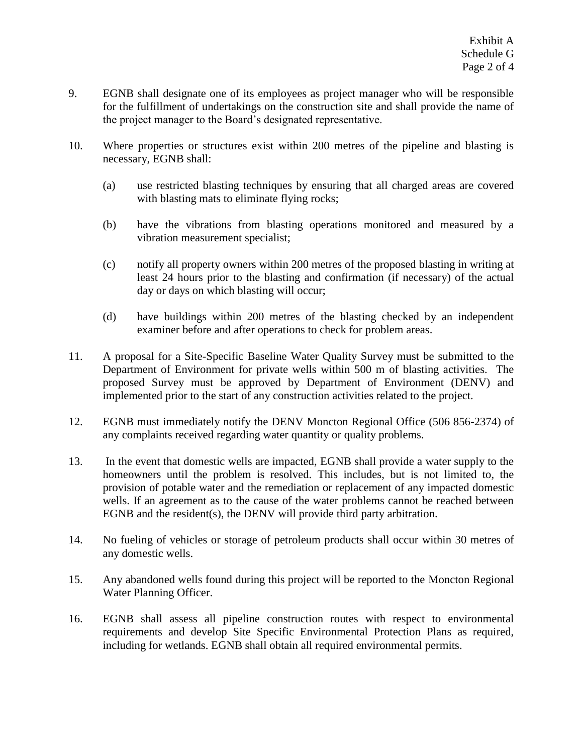9. EGNB shall designate one of its employees as project manager who will be responsible for the fulfillment of undertakings on the construction site and shall provide the name of the project manager to the Board's designated representative.

10. Where properties or structures exist within 200 metres of the pipeline and blasting is necessary, EGNB shall:

    (a) use restricted blasting techniques by ensuring that all charged areas are covered with blasting mats to eliminate flying rocks;

    (b) have the vibrations from blasting operations monitored and measured by a vibration measurement specialist;

    (c) notify all property owners within 200 metres of the proposed blasting in writing at least 24 hours prior to the blasting and confirmation (if necessary) of the actual day or days on which blasting will occur;

    (d) have buildings within 200 metres of the blasting checked by an independent examiner before and after operations to check for problem areas.

11. A proposal for a Site-Specific Baseline Water Quality Survey must be submitted to the Department of Environment for private wells within 500 m of blasting activities. The proposed Survey must be approved by Department of Environment (DENV) and implemented prior to the start of any construction activities related to the project.

12. EGNB must immediately notify the DENV Moncton Regional Office (506 856-2374) of any complaints received regarding water quantity or quality problems.

13. In the event that domestic wells are impacted, EGNB shall provide a water supply to the homeowners until the problem is resolved. This includes, but is not limited to, the provision of potable water and the remediation or replacement of any impacted domestic wells. If an agreement as to the cause of the water problems cannot be reached between EGNB and the resident(s), the DENV will provide third party arbitration.

14. No fueling of vehicles or storage of petroleum products shall occur within 30 metres of any domestic wells.

15. Any abandoned wells found during this project will be reported to the Moncton Regional Water Planning Officer.

16. EGNB shall assess all pipeline construction routes with respect to environmental requirements and develop Site Specific Environmental Protection Plans as required, including for wetlands. EGNB shall obtain all required environmental permits.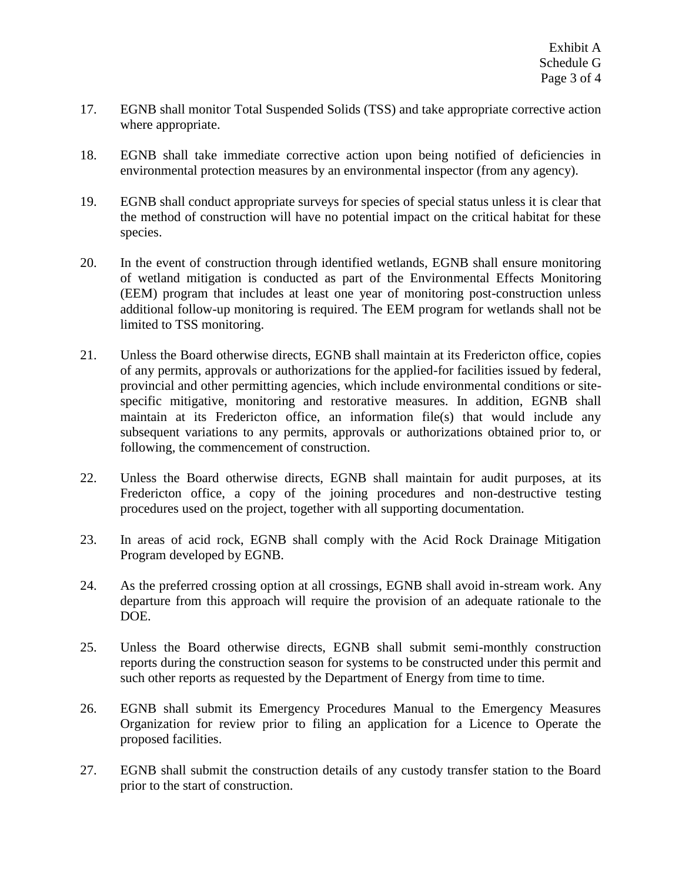17. EGNB shall monitor Total Suspended Solids (TSS) and take appropriate corrective action where appropriate.

18. EGNB shall take immediate corrective action upon being notified of deficiencies in environmental protection measures by an environmental inspector (from any agency).

19. EGNB shall conduct appropriate surveys for species of special status unless it is clear that the method of construction will have no potential impact on the critical habitat for these species.

20. In the event of construction through identified wetlands, EGNB shall ensure monitoring of wetland mitigation is conducted as part of the Environmental Effects Monitoring (EEM) program that includes at least one year of monitoring post-construction unless additional follow-up monitoring is required. The EEM program for wetlands shall not be limited to TSS monitoring.

21. Unless the Board otherwise directs, EGNB shall maintain at its Fredericton office, copies of any permits, approvals or authorizations for the applied-for facilities issued by federal, provincial and other permitting agencies, which include environmental conditions or site-specific mitigative, monitoring and restorative measures. In addition, EGNB shall maintain at its Fredericton office, an information file(s) that would include any subsequent variations to any permits, approvals or authorizations obtained prior to, or following, the commencement of construction.

22. Unless the Board otherwise directs, EGNB shall maintain for audit purposes, at its Fredericton office, a copy of the joining procedures and non-destructive testing procedures used on the project, together with all supporting documentation.

23. In areas of acid rock, EGNB shall comply with the Acid Rock Drainage Mitigation Program developed by EGNB.

24. As the preferred crossing option at all crossings, EGNB shall avoid in-stream work. Any departure from this approach will require the provision of an adequate rationale to the DOE.

25. Unless the Board otherwise directs, EGNB shall submit semi-monthly construction reports during the construction season for systems to be constructed under this permit and such other reports as requested by the Department of Energy from time to time.

26. EGNB shall submit its Emergency Procedures Manual to the Emergency Measures Organization for review prior to filing an application for a Licence to Operate the proposed facilities.

27. EGNB shall submit the construction details of any custody transfer station to the Board prior to the start of construction.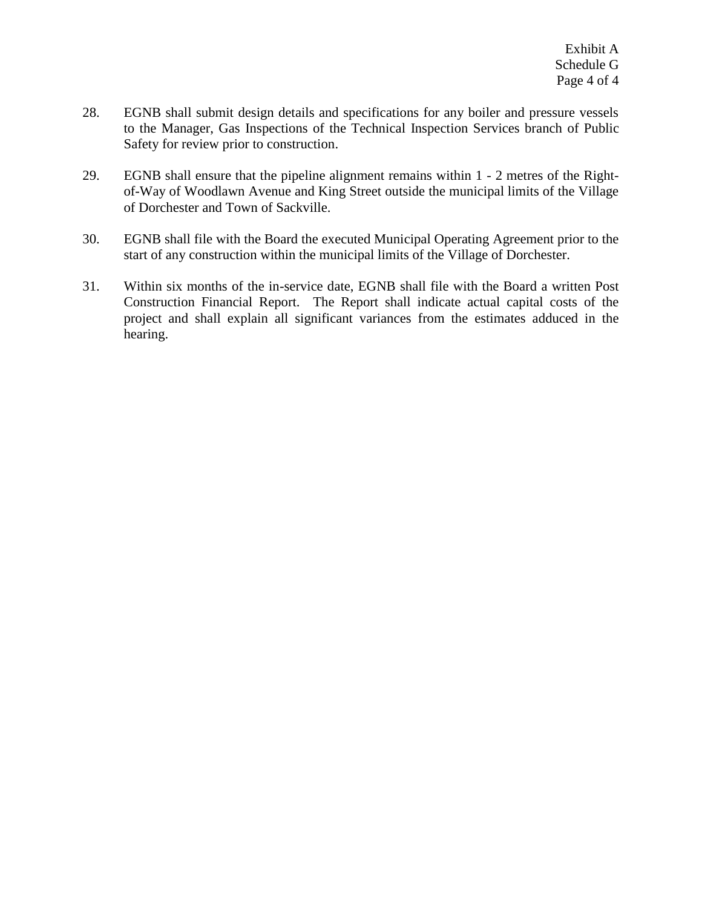Exhibit A
Schedule G

28. EGNB shall submit design details and specifications for any boiler and pressure vessels to the Manager, Gas Inspections of the Technical Inspection Services branch of Public Safety for review prior to construction.

29. EGNB shall ensure that the pipeline alignment remains within 1 - 2 metres of the Right-of-Way of Woodlawn Avenue and King Street outside the municipal limits of the Village of Dorchester and Town of Sackville.

30. EGNB shall file with the Board the executed Municipal Operating Agreement prior to the start of any construction within the municipal limits of the Village of Dorchester.

31. Within six months of the in-service date, EGNB shall file with the Board a written Post Construction Financial Report. The Report shall indicate actual capital costs of the project and shall explain all significant variances from the estimates adduced in the hearing.